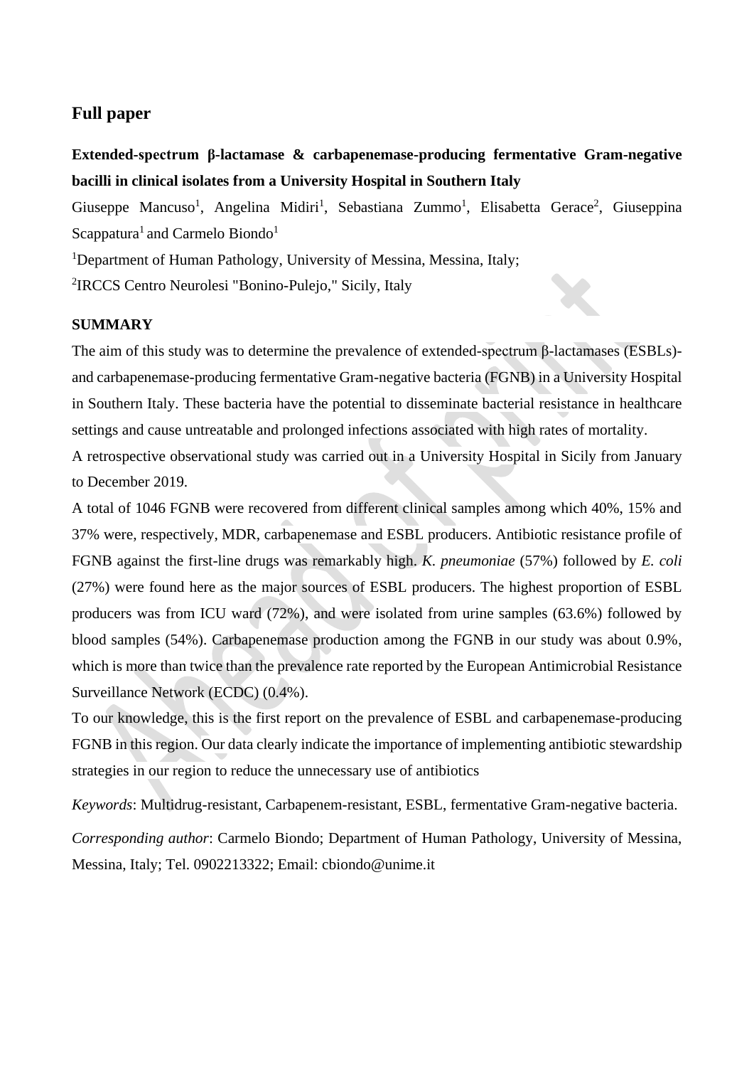## Full paper

**Extended-spectrum β-lactamase & carbapenemase-producing fermentative Gram-negative bacilli in clinical isolates from a University Hospital in Southern Italy**

Giuseppe Mancuso[1], Angelina Midiri[1], Sebastiana Zummo[1], Elisabetta Gerace[2], Giuseppina Scappatura[1] and Carmelo Biondo[1]

[1]Department of Human Pathology, University of Messina, Messina, Italy;

[2]IRCCS Centro Neurolesi "Bonino-Pulejo," Sicily, Italy

**SUMMARY**

The aim of this study was to determine the prevalence of extended-spectrum β-lactamases (ESBLs)- and carbapenemase-producing fermentative Gram-negative bacteria (FGNB) in a University Hospital in Southern Italy. These bacteria have the potential to disseminate bacterial resistance in healthcare settings and cause untreatable and prolonged infections associated with high rates of mortality.

A retrospective observational study was carried out in a University Hospital in Sicily from January to December 2019.

A total of 1046 FGNB were recovered from different clinical samples among which 40%, 15% and 37% were, respectively, MDR, carbapenemase and ESBL producers. Antibiotic resistance profile of FGNB against the first-line drugs was remarkably high. *K. pneumoniae* (57%) followed by *E. coli* (27%) were found here as the major sources of ESBL producers. The highest proportion of ESBL producers was from ICU ward (72%), and were isolated from urine samples (63.6%) followed by blood samples (54%). Carbapenemase production among the FGNB in our study was about 0.9%, which is more than twice than the prevalence rate reported by the European Antimicrobial Resistance Surveillance Network (ECDC) (0.4%).

To our knowledge, this is the first report on the prevalence of ESBL and carbapenemase-producing FGNB in this region. Our data clearly indicate the importance of implementing antibiotic stewardship strategies in our region to reduce the unnecessary use of antibiotics

*Keywords*: Multidrug-resistant, Carbapenem-resistant, ESBL, fermentative Gram-negative bacteria.

*Corresponding author*: Carmelo Biondo; Department of Human Pathology, University of Messina, Messina, Italy; Tel. 0902213322; Email: cbiondo@unime.it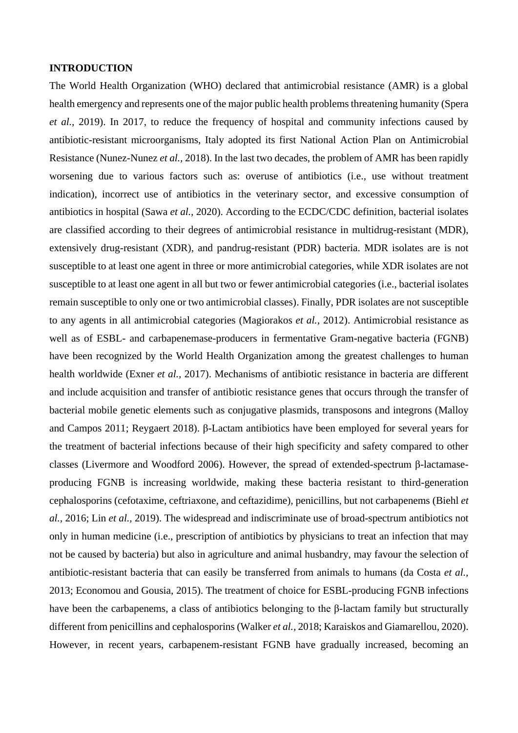**INTRODUCTION**

The World Health Organization (WHO) declared that antimicrobial resistance (AMR) is a global health emergency and represents one of the major public health problems threatening humanity (Spera *et al.,* 2019). In 2017, to reduce the frequency of hospital and community infections caused by antibiotic-resistant microorganisms, Italy adopted its first National Action Plan on Antimicrobial Resistance (Nunez-Nunez *et al.,* 2018). In the last two decades, the problem of AMR has been rapidly worsening due to various factors such as: overuse of antibiotics (i.e., use without treatment indication), incorrect use of antibiotics in the veterinary sector, and excessive consumption of antibiotics in hospital (Sawa *et al.*, 2020). According to the ECDC/CDC definition, bacterial isolates are classified according to their degrees of antimicrobial resistance in multidrug-resistant (MDR), extensively drug-resistant (XDR), and pandrug-resistant (PDR) bacteria. MDR isolates are is not susceptible to at least one agent in three or more antimicrobial categories, while XDR isolates are not susceptible to at least one agent in all but two or fewer antimicrobial categories (i.e., bacterial isolates remain susceptible to only one or two antimicrobial classes). Finally, PDR isolates are not susceptible to any agents in all antimicrobial categories (Magiorakos *et al.*, 2012). Antimicrobial resistance as well as of ESBL- and carbapenemase-producers in fermentative Gram-negative bacteria (FGNB) have been recognized by the World Health Organization among the greatest challenges to human health worldwide (Exner *et al.*, 2017). Mechanisms of antibiotic resistance in bacteria are different and include acquisition and transfer of antibiotic resistance genes that occurs through the transfer of bacterial mobile genetic elements such as conjugative plasmids, transposons and integrons (Malloy and Campos 2011; Reygaert 2018). β-Lactam antibiotics have been employed for several years for the treatment of bacterial infections because of their high specificity and safety compared to other classes (Livermore and Woodford 2006). However, the spread of extended-spectrum β-lactamase-producing FGNB is increasing worldwide, making these bacteria resistant to third-generation cephalosporins (cefotaxime, ceftriaxone, and ceftazidime), penicillins, but not carbapenems (Biehl *et al.*, 2016; Lin *et al.*, 2019). The widespread and indiscriminate use of broad-spectrum antibiotics not only in human medicine (i.e., prescription of antibiotics by physicians to treat an infection that may not be caused by bacteria) but also in agriculture and animal husbandry, may favour the selection of antibiotic-resistant bacteria that can easily be transferred from animals to humans (da Costa *et al.*, 2013; Economou and Gousia, 2015). The treatment of choice for ESBL-producing FGNB infections have been the carbapenems, a class of antibiotics belonging to the β-lactam family but structurally different from penicillins and cephalosporins (Walker *et al.*, 2018; Karaiskos and Giamarellou, 2020). However, in recent years, carbapenem-resistant FGNB have gradually increased, becoming an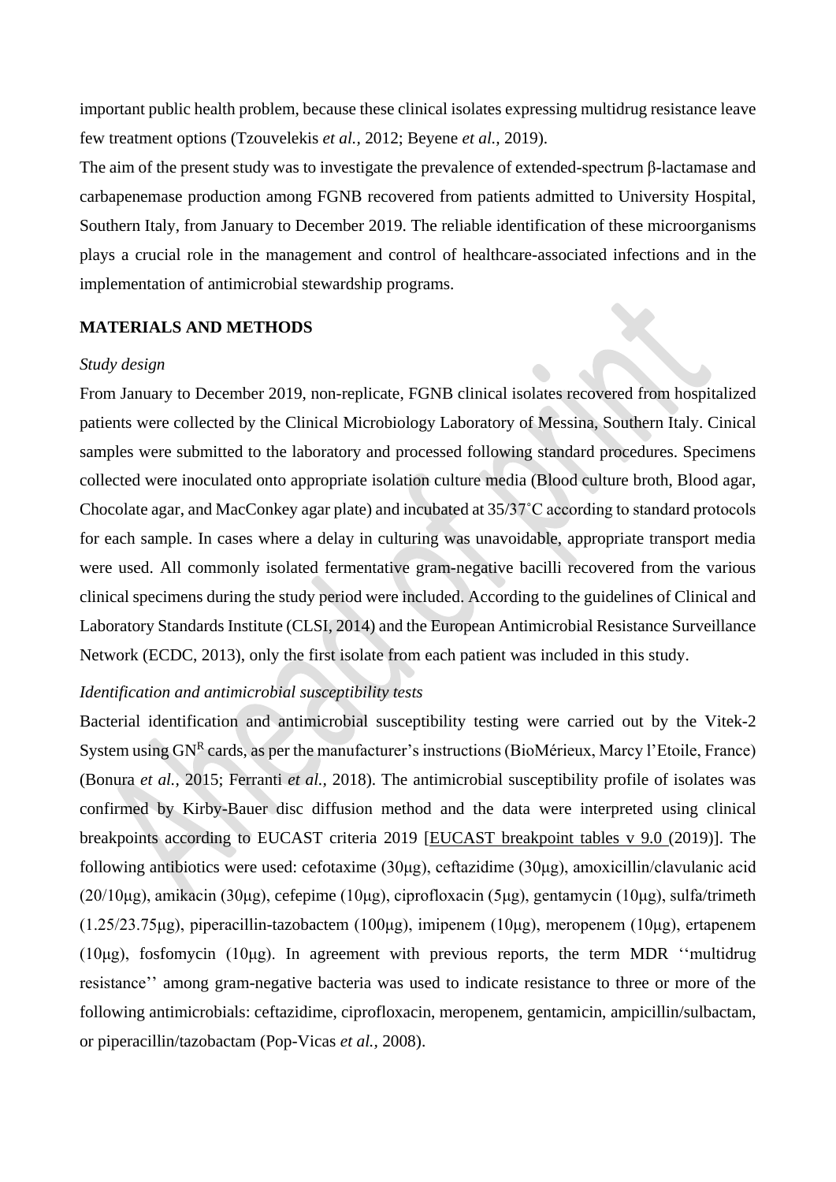important public health problem, because these clinical isolates expressing multidrug resistance leave few treatment options (Tzouvelekis *et al.,* 2012; Beyene *et al.,* 2019).

The aim of the present study was to investigate the prevalence of extended-spectrum β-lactamase and carbapenemase production among FGNB recovered from patients admitted to University Hospital, Southern Italy, from January to December 2019. The reliable identification of these microorganisms plays a crucial role in the management and control of healthcare-associated infections and in the implementation of antimicrobial stewardship programs.

## MATERIALS AND METHODS

### *Study design*

From January to December 2019, non-replicate, FGNB clinical isolates recovered from hospitalized patients were collected by the Clinical Microbiology Laboratory of Messina, Southern Italy. Cinical samples were submitted to the laboratory and processed following standard procedures. Specimens collected were inoculated onto appropriate isolation culture media (Blood culture broth, Blood agar, Chocolate agar, and MacConkey agar plate) and incubated at 35/37˚C according to standard protocols for each sample. In cases where a delay in culturing was unavoidable, appropriate transport media were used. All commonly isolated fermentative gram-negative bacilli recovered from the various clinical specimens during the study period were included. According to the guidelines of Clinical and Laboratory Standards Institute (CLSI, 2014) and the European Antimicrobial Resistance Surveillance Network (ECDC, 2013), only the first isolate from each patient was included in this study.

### *Identification and antimicrobial susceptibility tests*

Bacterial identification and antimicrobial susceptibility testing were carried out by the Vitek-2 System using GN$^R$ cards, as per the manufacturer's instructions (BioMérieux, Marcy l'Etoile, France) (Bonura *et al.,* 2015; Ferranti *et al.,* 2018). The antimicrobial susceptibility profile of isolates was confirmed by Kirby-Bauer disc diffusion method and the data were interpreted using clinical breakpoints according to EUCAST criteria 2019 [EUCAST breakpoint tables v 9.0 (2019)]. The following antibiotics were used: cefotaxime (30μg), ceftazidime (30μg), amoxicillin/clavulanic acid (20/10μg), amikacin (30μg), cefepime (10μg), ciprofloxacin (5μg), gentamycin (10μg), sulfa/trimeth (1.25/23.75μg), piperacillin-tazobactem (100μg), imipenem (10μg), meropenem (10μg), ertapenem (10μg), fosfomycin (10μg). In agreement with previous reports, the term MDR ''multidrug resistance'' among gram-negative bacteria was used to indicate resistance to three or more of the following antimicrobials: ceftazidime, ciprofloxacin, meropenem, gentamicin, ampicillin/sulbactam, or piperacillin/tazobactam (Pop-Vicas *et al.,* 2008).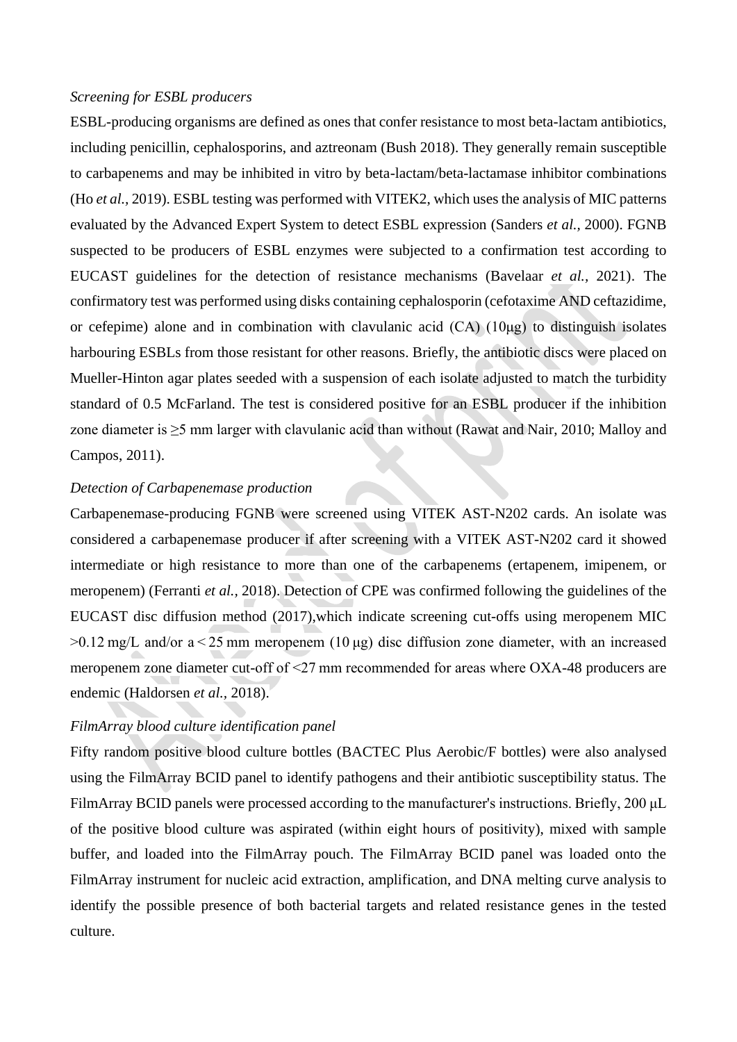*Screening for ESBL producers*

ESBL-producing organisms are defined as ones that confer resistance to most beta-lactam antibiotics, including penicillin, cephalosporins, and aztreonam (Bush 2018). They generally remain susceptible to carbapenems and may be inhibited in vitro by beta-lactam/beta-lactamase inhibitor combinations (Ho *et al.,* 2019). ESBL testing was performed with VITEK2, which uses the analysis of MIC patterns evaluated by the Advanced Expert System to detect ESBL expression (Sanders *et al.,* 2000). FGNB suspected to be producers of ESBL enzymes were subjected to a confirmation test according to EUCAST guidelines for the detection of resistance mechanisms (Bavelaar *et al.,* 2021). The confirmatory test was performed using disks containing cephalosporin (cefotaxime AND ceftazidime, or cefepime) alone and in combination with clavulanic acid (CA) (10μg) to distinguish isolates harbouring ESBLs from those resistant for other reasons. Briefly, the antibiotic discs were placed on Mueller-Hinton agar plates seeded with a suspension of each isolate adjusted to match the turbidity standard of 0.5 McFarland. The test is considered positive for an ESBL producer if the inhibition zone diameter is ≥5 mm larger with clavulanic acid than without (Rawat and Nair, 2010; Malloy and Campos, 2011).

*Detection of Carbapenemase production*

Carbapenemase-producing FGNB were screened using VITEK AST-N202 cards. An isolate was considered a carbapenemase producer if after screening with a VITEK AST-N202 card it showed intermediate or high resistance to more than one of the carbapenems (ertapenem, imipenem, or meropenem) (Ferranti *et al.,* 2018). Detection of CPE was confirmed following the guidelines of the EUCAST disc diffusion method (2017),which indicate screening cut-offs using meropenem MIC >0.12 mg/L and/or a < 25 mm meropenem (10 μg) disc diffusion zone diameter, with an increased meropenem zone diameter cut-off of <27 mm recommended for areas where OXA-48 producers are endemic (Haldorsen *et al.,* 2018).

*FilmArray blood culture identification panel*

Fifty random positive blood culture bottles (BACTEC Plus Aerobic/F bottles) were also analysed using the FilmArray BCID panel to identify pathogens and their antibiotic susceptibility status. The FilmArray BCID panels were processed according to the manufacturer's instructions. Briefly, 200 μL of the positive blood culture was aspirated (within eight hours of positivity), mixed with sample buffer, and loaded into the FilmArray pouch. The FilmArray BCID panel was loaded onto the FilmArray instrument for nucleic acid extraction, amplification, and DNA melting curve analysis to identify the possible presence of both bacterial targets and related resistance genes in the tested culture.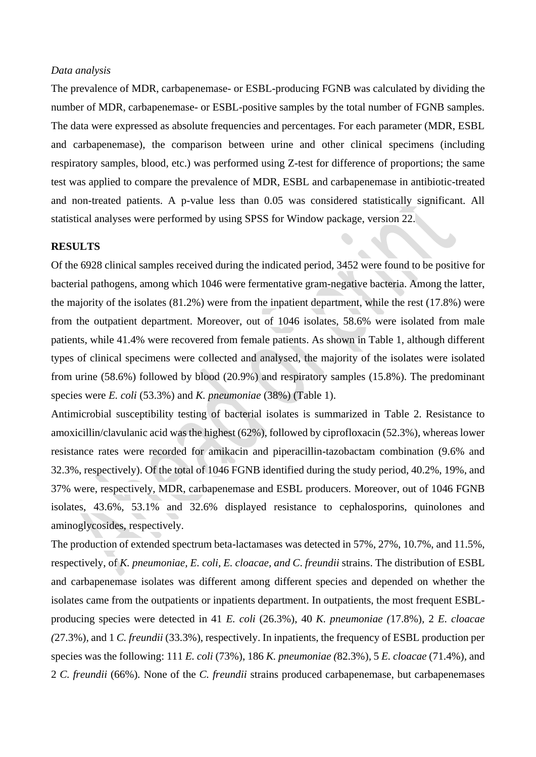*Data analysis*

The prevalence of MDR, carbapenemase- or ESBL-producing FGNB was calculated by dividing the number of MDR, carbapenemase- or ESBL-positive samples by the total number of FGNB samples. The data were expressed as absolute frequencies and percentages. For each parameter (MDR, ESBL and carbapenemase), the comparison between urine and other clinical specimens (including respiratory samples, blood, etc.) was performed using Z-test for difference of proportions; the same test was applied to compare the prevalence of MDR, ESBL and carbapenemase in antibiotic-treated and non-treated patients. A p-value less than 0.05 was considered statistically significant. All statistical analyses were performed by using SPSS for Window package, version 22.

## RESULTS

Of the 6928 clinical samples received during the indicated period, 3452 were found to be positive for bacterial pathogens, among which 1046 were fermentative gram-negative bacteria. Among the latter, the majority of the isolates (81.2%) were from the inpatient department, while the rest (17.8%) were from the outpatient department. Moreover, out of 1046 isolates, 58.6% were isolated from male patients, while 41.4% were recovered from female patients. As shown in Table 1, although different types of clinical specimens were collected and analysed, the majority of the isolates were isolated from urine (58.6%) followed by blood (20.9%) and respiratory samples (15.8%). The predominant species were *E. coli* (53.3%) and *K. pneumoniae* (38%) (Table 1).

Antimicrobial susceptibility testing of bacterial isolates is summarized in Table 2. Resistance to amoxicillin/clavulanic acid was the highest (62%), followed by ciprofloxacin (52.3%), whereas lower resistance rates were recorded for amikacin and piperacillin-tazobactam combination (9.6% and 32.3%, respectively). Of the total of 1046 FGNB identified during the study period, 40.2%, 19%, and 37% were, respectively, MDR, carbapenemase and ESBL producers. Moreover, out of 1046 FGNB isolates, 43.6%, 53.1% and 32.6% displayed resistance to cephalosporins, quinolones and aminoglycosides, respectively.

The production of extended spectrum beta-lactamases was detected in 57%, 27%, 10.7%, and 11.5%, respectively, of *K. pneumoniae, E. coli, E. cloacae, and C. freundii* strains. The distribution of ESBL and carbapenemase isolates was different among different species and depended on whether the isolates came from the outpatients or inpatients department. In outpatients, the most frequent ESBL-producing species were detected in 41 *E. coli* (26.3%), 40 *K. pneumoniae (*17.8%), 2 *E. cloacae (*27.3%), and 1 *C. freundii* (33.3%), respectively. In inpatients, the frequency of ESBL production per species was the following: 111 *E. coli* (73%), 186 *K. pneumoniae (*82.3%), 5 *E. cloacae* (71.4%), and 2 *C. freundii* (66%). None of the *C. freundii* strains produced carbapenemase, but carbapenemases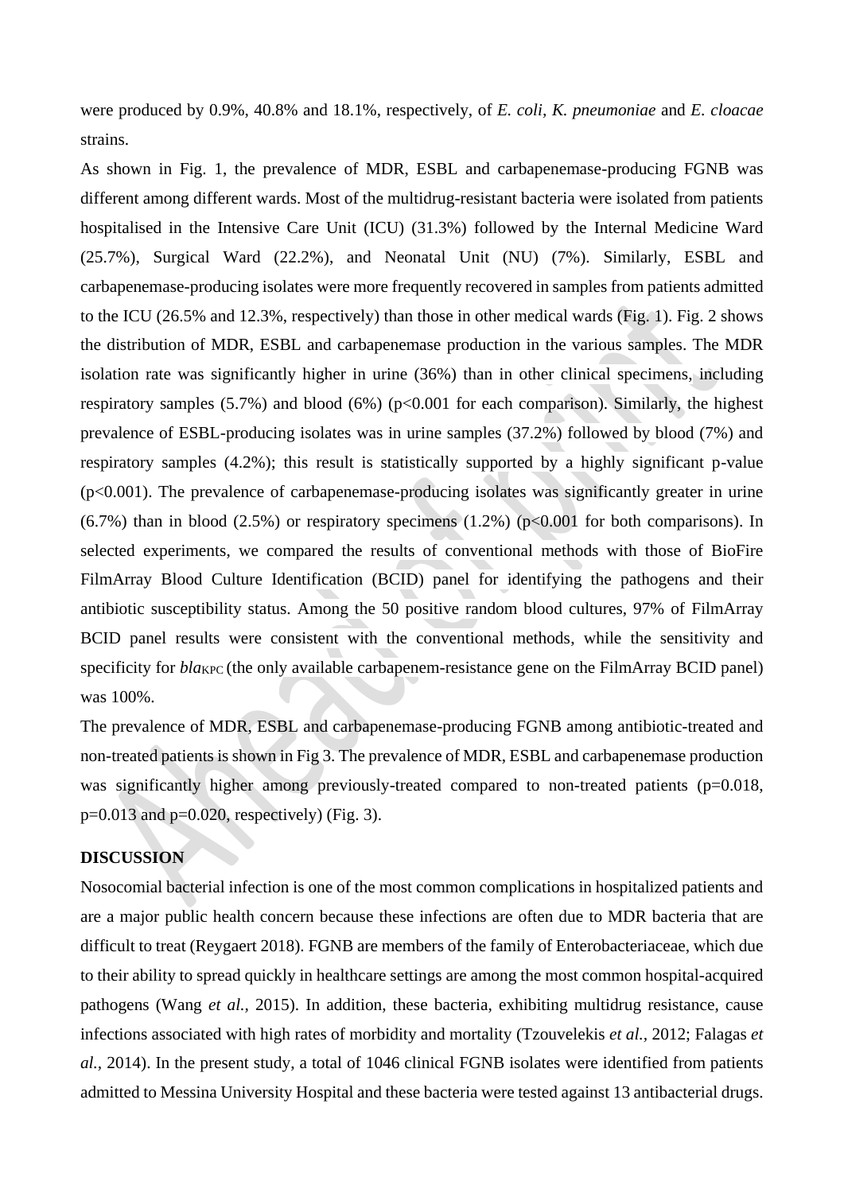were produced by 0.9%, 40.8% and 18.1%, respectively, of *E. coli, K. pneumoniae* and *E. cloacae* strains.

As shown in Fig. 1, the prevalence of MDR, ESBL and carbapenemase-producing FGNB was different among different wards. Most of the multidrug-resistant bacteria were isolated from patients hospitalised in the Intensive Care Unit (ICU) (31.3%) followed by the Internal Medicine Ward (25.7%), Surgical Ward (22.2%), and Neonatal Unit (NU) (7%). Similarly, ESBL and carbapenemase-producing isolates were more frequently recovered in samples from patients admitted to the ICU (26.5% and 12.3%, respectively) than those in other medical wards (Fig. 1). Fig. 2 shows the distribution of MDR, ESBL and carbapenemase production in the various samples. The MDR isolation rate was significantly higher in urine (36%) than in other clinical specimens, including respiratory samples (5.7%) and blood (6%) ($p<0.001$ for each comparison). Similarly, the highest prevalence of ESBL-producing isolates was in urine samples (37.2%) followed by blood (7%) and respiratory samples (4.2%); this result is statistically supported by a highly significant p-value ($p<0.001$). The prevalence of carbapenemase-producing isolates was significantly greater in urine (6.7%) than in blood (2.5%) or respiratory specimens (1.2%) ($p<0.001$ for both comparisons). In selected experiments, we compared the results of conventional methods with those of BioFire FilmArray Blood Culture Identification (BCID) panel for identifying the pathogens and their antibiotic susceptibility status. Among the 50 positive random blood cultures, 97% of FilmArray BCID panel results were consistent with the conventional methods, while the sensitivity and specificity for *bla*$_{KPC}$ (the only available carbapenem-resistance gene on the FilmArray BCID panel) was 100%.

The prevalence of MDR, ESBL and carbapenemase-producing FGNB among antibiotic-treated and non-treated patients is shown in Fig 3. The prevalence of MDR, ESBL and carbapenemase production was significantly higher among previously-treated compared to non-treated patients ($p=0.018$, $p=0.013$ and $p=0.020$, respectively) (Fig. 3).

## DISCUSSION

Nosocomial bacterial infection is one of the most common complications in hospitalized patients and are a major public health concern because these infections are often due to MDR bacteria that are difficult to treat (Reygaert 2018). FGNB are members of the family of Enterobacteriaceae, which due to their ability to spread quickly in healthcare settings are among the most common hospital-acquired pathogens (Wang *et al.,* 2015). In addition, these bacteria, exhibiting multidrug resistance, cause infections associated with high rates of morbidity and mortality (Tzouvelekis *et al.,* 2012; Falagas *et al.,* 2014). In the present study, a total of 1046 clinical FGNB isolates were identified from patients admitted to Messina University Hospital and these bacteria were tested against 13 antibacterial drugs.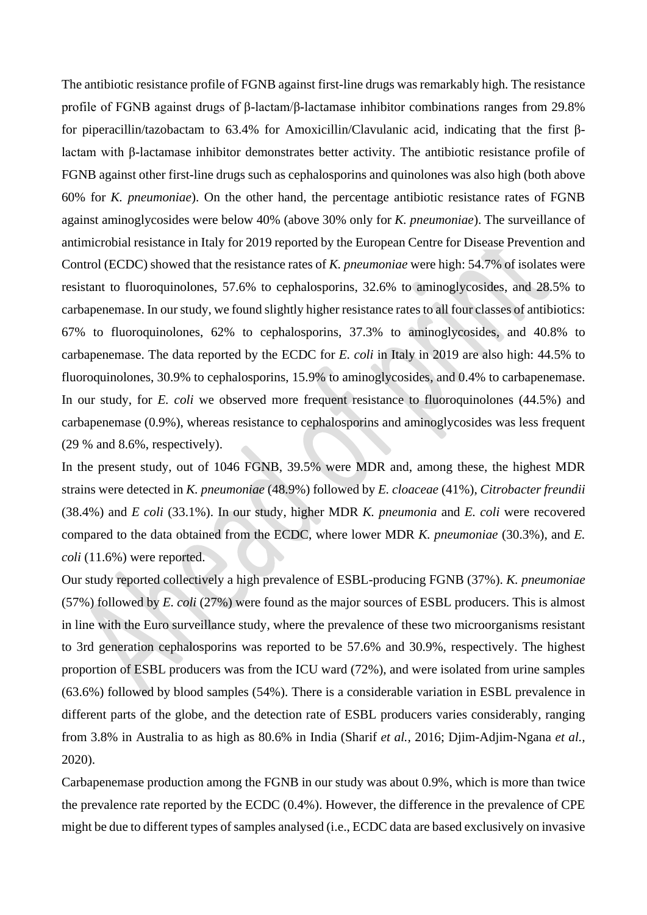The antibiotic resistance profile of FGNB against first-line drugs was remarkably high. The resistance profile of FGNB against drugs of β-lactam/β-lactamase inhibitor combinations ranges from 29.8% for piperacillin/tazobactam to 63.4% for Amoxicillin/Clavulanic acid, indicating that the first β-lactam with β-lactamase inhibitor demonstrates better activity. The antibiotic resistance profile of FGNB against other first-line drugs such as cephalosporins and quinolones was also high (both above 60% for *K. pneumoniae*). On the other hand, the percentage antibiotic resistance rates of FGNB against aminoglycosides were below 40% (above 30% only for *K. pneumoniae*). The surveillance of antimicrobial resistance in Italy for 2019 reported by the European Centre for Disease Prevention and Control (ECDC) showed that the resistance rates of *K. pneumoniae* were high: 54.7% of isolates were resistant to fluoroquinolones, 57.6% to cephalosporins, 32.6% to aminoglycosides, and 28.5% to carbapenemase. In our study, we found slightly higher resistance rates to all four classes of antibiotics: 67% to fluoroquinolones, 62% to cephalosporins, 37.3% to aminoglycosides, and 40.8% to carbapenemase. The data reported by the ECDC for *E. coli* in Italy in 2019 are also high: 44.5% to fluoroquinolones, 30.9% to cephalosporins, 15.9% to aminoglycosides, and 0.4% to carbapenemase. In our study, for *E. coli* we observed more frequent resistance to fluoroquinolones (44.5%) and carbapenemase (0.9%), whereas resistance to cephalosporins and aminoglycosides was less frequent (29 % and 8.6%, respectively).

In the present study, out of 1046 FGNB, 39.5% were MDR and, among these, the highest MDR strains were detected in *K. pneumoniae* (48.9%) followed by *E. cloaceae* (41%), *Citrobacter freundii* (38.4%) and *E coli* (33.1%). In our study, higher MDR *K. pneumonia* and *E. coli* were recovered compared to the data obtained from the ECDC, where lower MDR *K. pneumoniae* (30.3%), and *E. coli* (11.6%) were reported.

Our study reported collectively a high prevalence of ESBL-producing FGNB (37%). *K. pneumoniae* (57%) followed by *E. coli* (27%) were found as the major sources of ESBL producers. This is almost in line with the Euro surveillance study, where the prevalence of these two microorganisms resistant to 3rd generation cephalosporins was reported to be 57.6% and 30.9%, respectively. The highest proportion of ESBL producers was from the ICU ward (72%), and were isolated from urine samples (63.6%) followed by blood samples (54%). There is a considerable variation in ESBL prevalence in different parts of the globe, and the detection rate of ESBL producers varies considerably, ranging from 3.8% in Australia to as high as 80.6% in India (Sharif *et al.,* 2016; Djim-Adjim-Ngana *et al.,* 2020).

Carbapenemase production among the FGNB in our study was about 0.9%, which is more than twice the prevalence rate reported by the ECDC (0.4%). However, the difference in the prevalence of CPE might be due to different types of samples analysed (i.e., ECDC data are based exclusively on invasive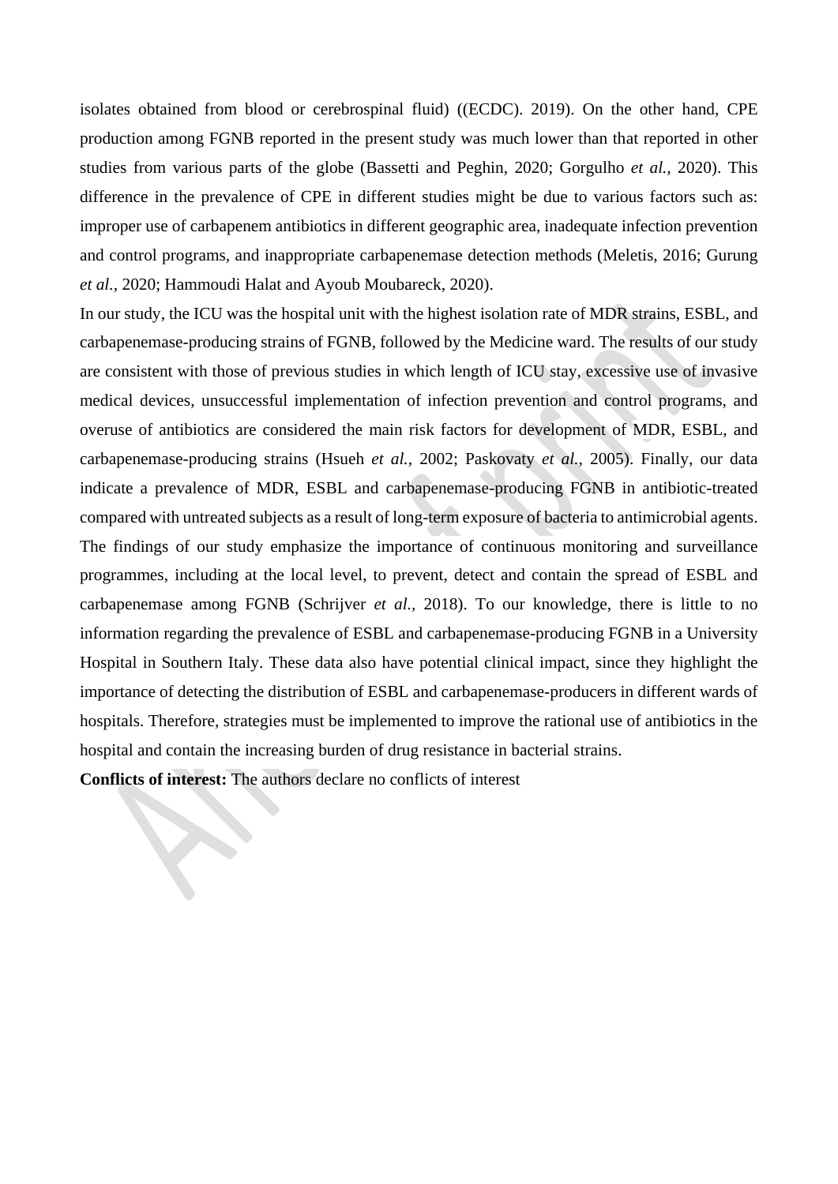isolates obtained from blood or cerebrospinal fluid) ((ECDC). 2019). On the other hand, CPE production among FGNB reported in the present study was much lower than that reported in other studies from various parts of the globe (Bassetti and Peghin, 2020; Gorgulho *et al.*, 2020). This difference in the prevalence of CPE in different studies might be due to various factors such as: improper use of carbapenem antibiotics in different geographic area, inadequate infection prevention and control programs, and inappropriate carbapenemase detection methods (Meletis, 2016; Gurung *et al.*, 2020; Hammoudi Halat and Ayoub Moubareck, 2020).

In our study, the ICU was the hospital unit with the highest isolation rate of MDR strains, ESBL, and carbapenemase-producing strains of FGNB, followed by the Medicine ward. The results of our study are consistent with those of previous studies in which length of ICU stay, excessive use of invasive medical devices, unsuccessful implementation of infection prevention and control programs, and overuse of antibiotics are considered the main risk factors for development of MDR, ESBL, and carbapenemase-producing strains (Hsueh *et al.*, 2002; Paskovaty *et al.*, 2005). Finally, our data indicate a prevalence of MDR, ESBL and carbapenemase-producing FGNB in antibiotic-treated compared with untreated subjects as a result of long-term exposure of bacteria to antimicrobial agents. The findings of our study emphasize the importance of continuous monitoring and surveillance programmes, including at the local level, to prevent, detect and contain the spread of ESBL and carbapenemase among FGNB (Schrijver *et al.*, 2018). To our knowledge, there is little to no information regarding the prevalence of ESBL and carbapenemase-producing FGNB in a University Hospital in Southern Italy. These data also have potential clinical impact, since they highlight the importance of detecting the distribution of ESBL and carbapenemase-producers in different wards of hospitals. Therefore, strategies must be implemented to improve the rational use of antibiotics in the hospital and contain the increasing burden of drug resistance in bacterial strains.

**Conflicts of interest:** The authors declare no conflicts of interest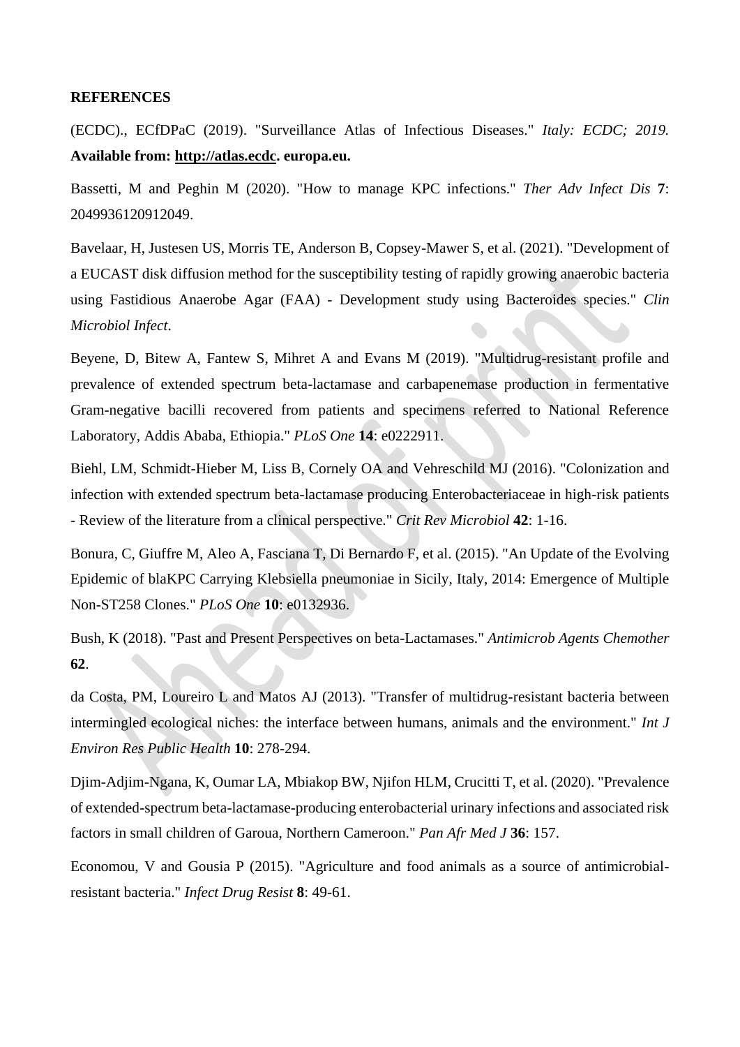**REFERENCES**

(ECDC)., ECfDPaC (2019). "Surveillance Atlas of Infectious Diseases." *Italy: ECDC; 2019.* **Available from: http://atlas.ecdc. europa.eu.**

Bassetti, M and Peghin M (2020). "How to manage KPC infections." *Ther Adv Infect Dis* **7**: 2049936120912049.

Bavelaar, H, Justesen US, Morris TE, Anderson B, Copsey-Mawer S, et al. (2021). "Development of a EUCAST disk diffusion method for the susceptibility testing of rapidly growing anaerobic bacteria using Fastidious Anaerobe Agar (FAA) - Development study using Bacteroides species." *Clin Microbiol Infect*.

Beyene, D, Bitew A, Fantew S, Mihret A and Evans M (2019). "Multidrug-resistant profile and prevalence of extended spectrum beta-lactamase and carbapenemase production in fermentative Gram-negative bacilli recovered from patients and specimens referred to National Reference Laboratory, Addis Ababa, Ethiopia." *PLoS One* **14**: e0222911.

Biehl, LM, Schmidt-Hieber M, Liss B, Cornely OA and Vehreschild MJ (2016). "Colonization and infection with extended spectrum beta-lactamase producing Enterobacteriaceae in high-risk patients - Review of the literature from a clinical perspective." *Crit Rev Microbiol* **42**: 1-16.

Bonura, C, Giuffre M, Aleo A, Fasciana T, Di Bernardo F, et al. (2015). "An Update of the Evolving Epidemic of blaKPC Carrying Klebsiella pneumoniae in Sicily, Italy, 2014: Emergence of Multiple Non-ST258 Clones." *PLoS One* **10**: e0132936.

Bush, K (2018). "Past and Present Perspectives on beta-Lactamases." *Antimicrob Agents Chemother* **62**.

da Costa, PM, Loureiro L and Matos AJ (2013). "Transfer of multidrug-resistant bacteria between intermingled ecological niches: the interface between humans, animals and the environment." *Int J Environ Res Public Health* **10**: 278-294.

Djim-Adjim-Ngana, K, Oumar LA, Mbiakop BW, Njifon HLM, Crucitti T, et al. (2020). "Prevalence of extended-spectrum beta-lactamase-producing enterobacterial urinary infections and associated risk factors in small children of Garoua, Northern Cameroon." *Pan Afr Med J* **36**: 157.

Economou, V and Gousia P (2015). "Agriculture and food animals as a source of antimicrobial-resistant bacteria." *Infect Drug Resist* **8**: 49-61.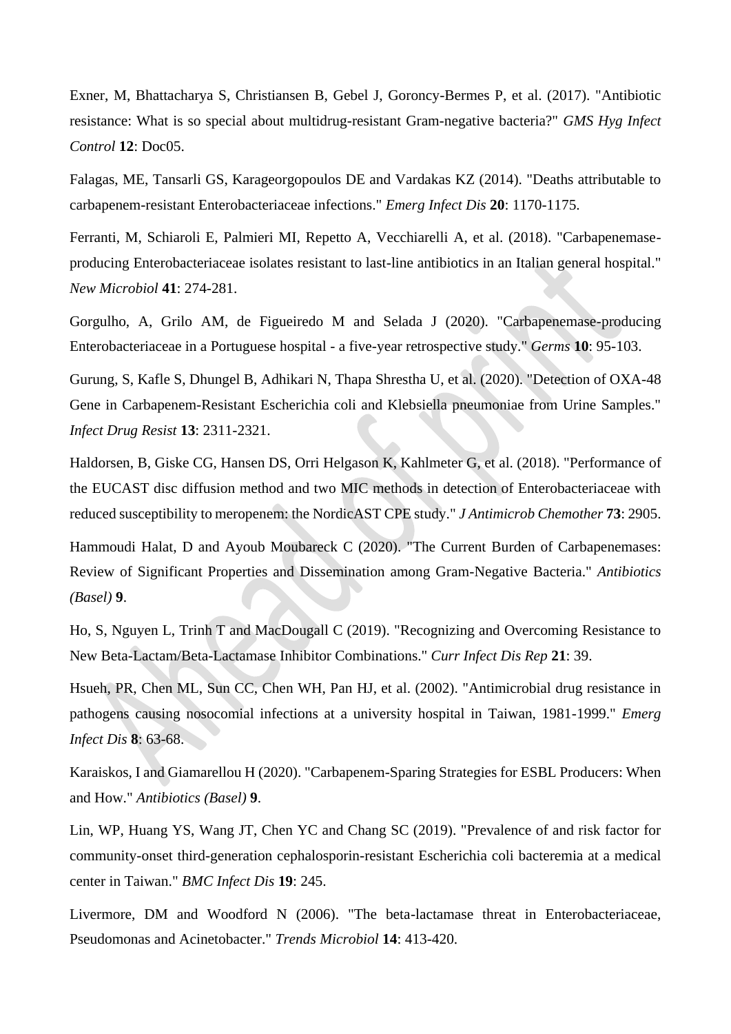Exner, M, Bhattacharya S, Christiansen B, Gebel J, Goroncy-Bermes P, et al. (2017). "Antibiotic resistance: What is so special about multidrug-resistant Gram-negative bacteria?" *GMS Hyg Infect Control* **12**: Doc05.

Falagas, ME, Tansarli GS, Karageorgopoulos DE and Vardakas KZ (2014). "Deaths attributable to carbapenem-resistant Enterobacteriaceae infections." *Emerg Infect Dis* **20**: 1170-1175.

Ferranti, M, Schiaroli E, Palmieri MI, Repetto A, Vecchiarelli A, et al. (2018). "Carbapenemase-producing Enterobacteriaceae isolates resistant to last-line antibiotics in an Italian general hospital." *New Microbiol* **41**: 274-281.

Gorgulho, A, Grilo AM, de Figueiredo M and Selada J (2020). "Carbapenemase-producing Enterobacteriaceae in a Portuguese hospital - a five-year retrospective study." *Germs* **10**: 95-103.

Gurung, S, Kafle S, Dhungel B, Adhikari N, Thapa Shrestha U, et al. (2020). "Detection of OXA-48 Gene in Carbapenem-Resistant Escherichia coli and Klebsiella pneumoniae from Urine Samples." *Infect Drug Resist* **13**: 2311-2321.

Haldorsen, B, Giske CG, Hansen DS, Orri Helgason K, Kahlmeter G, et al. (2018). "Performance of the EUCAST disc diffusion method and two MIC methods in detection of Enterobacteriaceae with reduced susceptibility to meropenem: the NordicAST CPE study." *J Antimicrob Chemother* **73**: 2905.

Hammoudi Halat, D and Ayoub Moubareck C (2020). "The Current Burden of Carbapenemases: Review of Significant Properties and Dissemination among Gram-Negative Bacteria." *Antibiotics (Basel)* **9**.

Ho, S, Nguyen L, Trinh T and MacDougall C (2019). "Recognizing and Overcoming Resistance to New Beta-Lactam/Beta-Lactamase Inhibitor Combinations." *Curr Infect Dis Rep* **21**: 39.

Hsueh, PR, Chen ML, Sun CC, Chen WH, Pan HJ, et al. (2002). "Antimicrobial drug resistance in pathogens causing nosocomial infections at a university hospital in Taiwan, 1981-1999." *Emerg Infect Dis* **8**: 63-68.

Karaiskos, I and Giamarellou H (2020). "Carbapenem-Sparing Strategies for ESBL Producers: When and How." *Antibiotics (Basel)* **9**.

Lin, WP, Huang YS, Wang JT, Chen YC and Chang SC (2019). "Prevalence of and risk factor for community-onset third-generation cephalosporin-resistant Escherichia coli bacteremia at a medical center in Taiwan." *BMC Infect Dis* **19**: 245.

Livermore, DM and Woodford N (2006). "The beta-lactamase threat in Enterobacteriaceae, Pseudomonas and Acinetobacter." *Trends Microbiol* **14**: 413-420.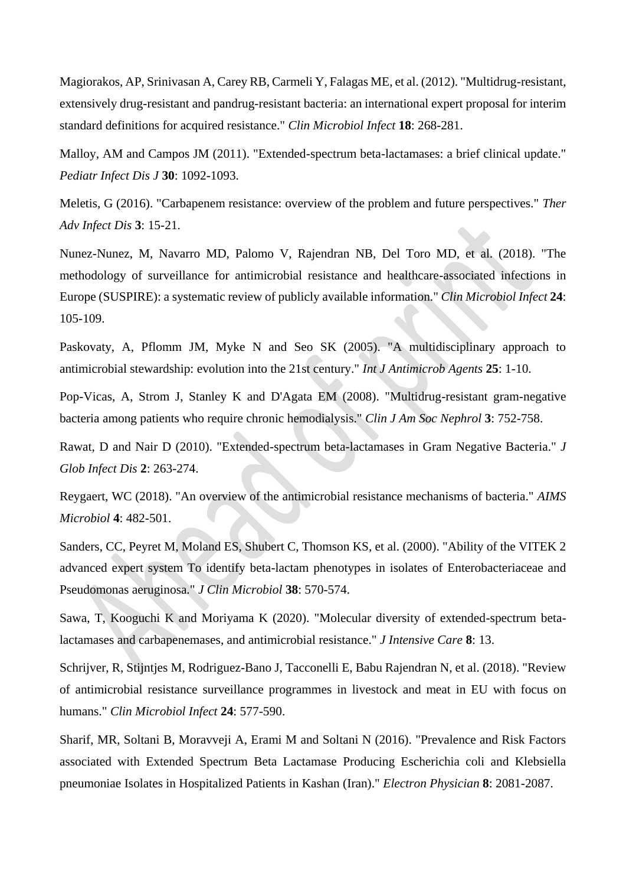Magiorakos, AP, Srinivasan A, Carey RB, Carmeli Y, Falagas ME, et al. (2012). "Multidrug-resistant, extensively drug-resistant and pandrug-resistant bacteria: an international expert proposal for interim standard definitions for acquired resistance." *Clin Microbiol Infect* **18**: 268-281.

Malloy, AM and Campos JM (2011). "Extended-spectrum beta-lactamases: a brief clinical update." *Pediatr Infect Dis J* **30**: 1092-1093.

Meletis, G (2016). "Carbapenem resistance: overview of the problem and future perspectives." *Ther Adv Infect Dis* **3**: 15-21.

Nunez-Nunez, M, Navarro MD, Palomo V, Rajendran NB, Del Toro MD, et al. (2018). "The methodology of surveillance for antimicrobial resistance and healthcare-associated infections in Europe (SUSPIRE): a systematic review of publicly available information." *Clin Microbiol Infect* **24**: 105-109.

Paskovaty, A, Pflomm JM, Myke N and Seo SK (2005). "A multidisciplinary approach to antimicrobial stewardship: evolution into the 21st century." *Int J Antimicrob Agents* **25**: 1-10.

Pop-Vicas, A, Strom J, Stanley K and D'Agata EM (2008). "Multidrug-resistant gram-negative bacteria among patients who require chronic hemodialysis." *Clin J Am Soc Nephrol* **3**: 752-758.

Rawat, D and Nair D (2010). "Extended-spectrum beta-lactamases in Gram Negative Bacteria." *J Glob Infect Dis* **2**: 263-274.

Reygaert, WC (2018). "An overview of the antimicrobial resistance mechanisms of bacteria." *AIMS Microbiol* **4**: 482-501.

Sanders, CC, Peyret M, Moland ES, Shubert C, Thomson KS, et al. (2000). "Ability of the VITEK 2 advanced expert system To identify beta-lactam phenotypes in isolates of Enterobacteriaceae and Pseudomonas aeruginosa." *J Clin Microbiol* **38**: 570-574.

Sawa, T, Kooguchi K and Moriyama K (2020). "Molecular diversity of extended-spectrum beta-lactamases and carbapenemases, and antimicrobial resistance." *J Intensive Care* **8**: 13.

Schrijver, R, Stijntjes M, Rodriguez-Bano J, Tacconelli E, Babu Rajendran N, et al. (2018). "Review of antimicrobial resistance surveillance programmes in livestock and meat in EU with focus on humans." *Clin Microbiol Infect* **24**: 577-590.

Sharif, MR, Soltani B, Moravveji A, Erami M and Soltani N (2016). "Prevalence and Risk Factors associated with Extended Spectrum Beta Lactamase Producing Escherichia coli and Klebsiella pneumoniae Isolates in Hospitalized Patients in Kashan (Iran)." *Electron Physician* **8**: 2081-2087.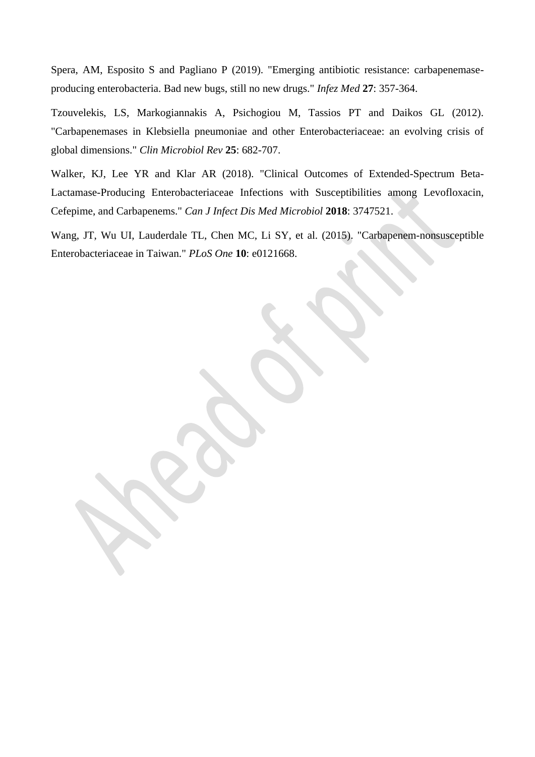Spera, AM, Esposito S and Pagliano P (2019). "Emerging antibiotic resistance: carbapenemase-producing enterobacteria. Bad new bugs, still no new drugs." *Infez Med* **27**: 357-364.

Tzouvelekis, LS, Markogiannakis A, Psichogiou M, Tassios PT and Daikos GL (2012). "Carbapenemases in Klebsiella pneumoniae and other Enterobacteriaceae: an evolving crisis of global dimensions." *Clin Microbiol Rev* **25**: 682-707.

Walker, KJ, Lee YR and Klar AR (2018). "Clinical Outcomes of Extended-Spectrum Beta-Lactamase-Producing Enterobacteriaceae Infections with Susceptibilities among Levofloxacin, Cefepime, and Carbapenems." *Can J Infect Dis Med Microbiol* **2018**: 3747521.

Wang, JT, Wu UI, Lauderdale TL, Chen MC, Li SY, et al. (2015). "Carbapenem-nonsusceptible Enterobacteriaceae in Taiwan." *PLoS One* **10**: e0121668.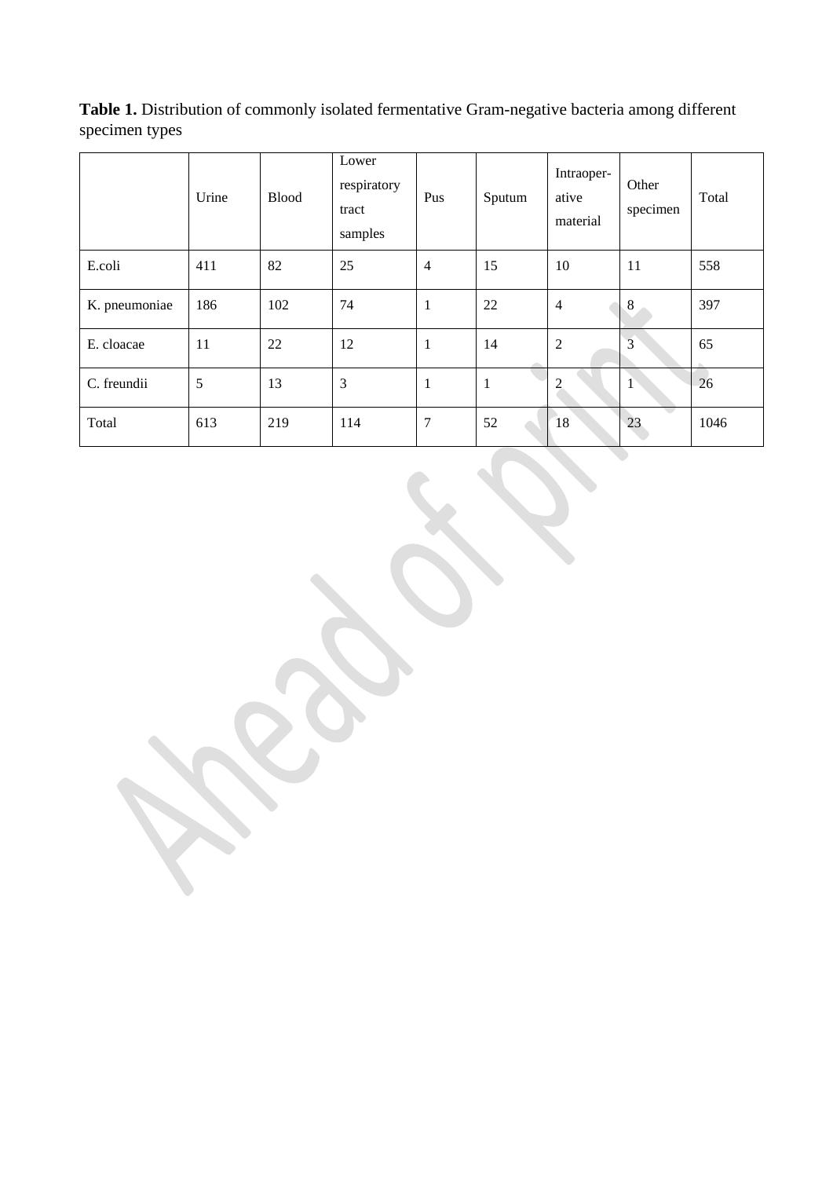**Table 1.** Distribution of commonly isolated fermentative Gram-negative bacteria among different specimen types

| | Urine | Blood | Lower respiratory tract samples | Pus | Sputum | Intraoper-ative material | Other specimen | Total |
|---|---|---|---|---|---|---|---|---|
| E.coli | 411 | 82 | 25 | 4 | 15 | 10 | 11 | 558 |
| K. pneumoniae | 186 | 102 | 74 | 1 | 22 | 4 | 8 | 397 |
| E. cloacae | 11 | 22 | 12 | 1 | 14 | 2 | 3 | 65 |
| C. freundii | 5 | 13 | 3 | 1 | 1 | 2 | 1 | 26 |
| Total | 613 | 219 | 114 | 7 | 52 | 18 | 23 | 1046 |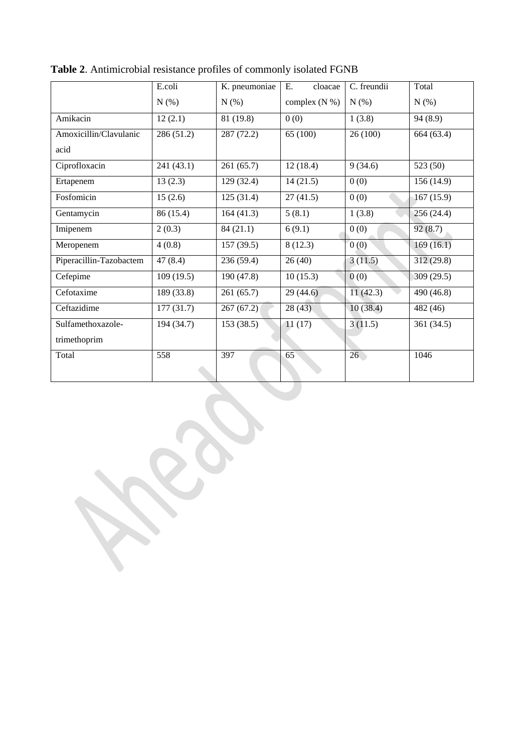**Table 2**. Antimicrobial resistance profiles of commonly isolated FGNB

| | E.coli N (%) | K. pneumoniae N (%) | E. cloacae complex (N %) | C. freundii N (%) | Total N (%) |
|---|---|---|---|---|---|
| Amikacin | 12 (2.1) | 81 (19.8) | 0 (0) | 1 (3.8) | 94 (8.9) |
| Amoxicillin/Clavulanic acid | 286 (51.2) | 287 (72.2) | 65 (100) | 26 (100) | 664 (63.4) |
| Ciprofloxacin | 241 (43.1) | 261 (65.7) | 12 (18.4) | 9 (34.6) | 523 (50) |
| Ertapenem | 13 (2.3) | 129 (32.4) | 14 (21.5) | 0 (0) | 156 (14.9) |
| Fosfomicin | 15 (2.6) | 125 (31.4) | 27 (41.5) | 0 (0) | 167 (15.9) |
| Gentamycin | 86 (15.4) | 164 (41.3) | 5 (8.1) | 1 (3.8) | 256 (24.4) |
| Imipenem | 2 (0.3) | 84 (21.1) | 6 (9.1) | 0 (0) | 92 (8.7) |
| Meropenem | 4 (0.8) | 157 (39.5) | 8 (12.3) | 0 (0) | 169 (16.1) |
| Piperacillin-Tazobactem | 47 (8.4) | 236 (59.4) | 26 (40) | 3 (11.5) | 312 (29.8) |
| Cefepime | 109 (19.5) | 190 (47.8) | 10 (15.3) | 0 (0) | 309 (29.5) |
| Cefotaxime | 189 (33.8) | 261 (65.7) | 29 (44.6) | 11 (42.3) | 490 (46.8) |
| Ceftazidime | 177 (31.7) | 267 (67.2) | 28 (43) | 10 (38.4) | 482 (46) |
| Sulfamethoxazole-trimethoprim | 194 (34.7) | 153 (38.5) | 11 (17) | 3 (11.5) | 361 (34.5) |
| Total | 558 | 397 | 65 | 26 | 1046 |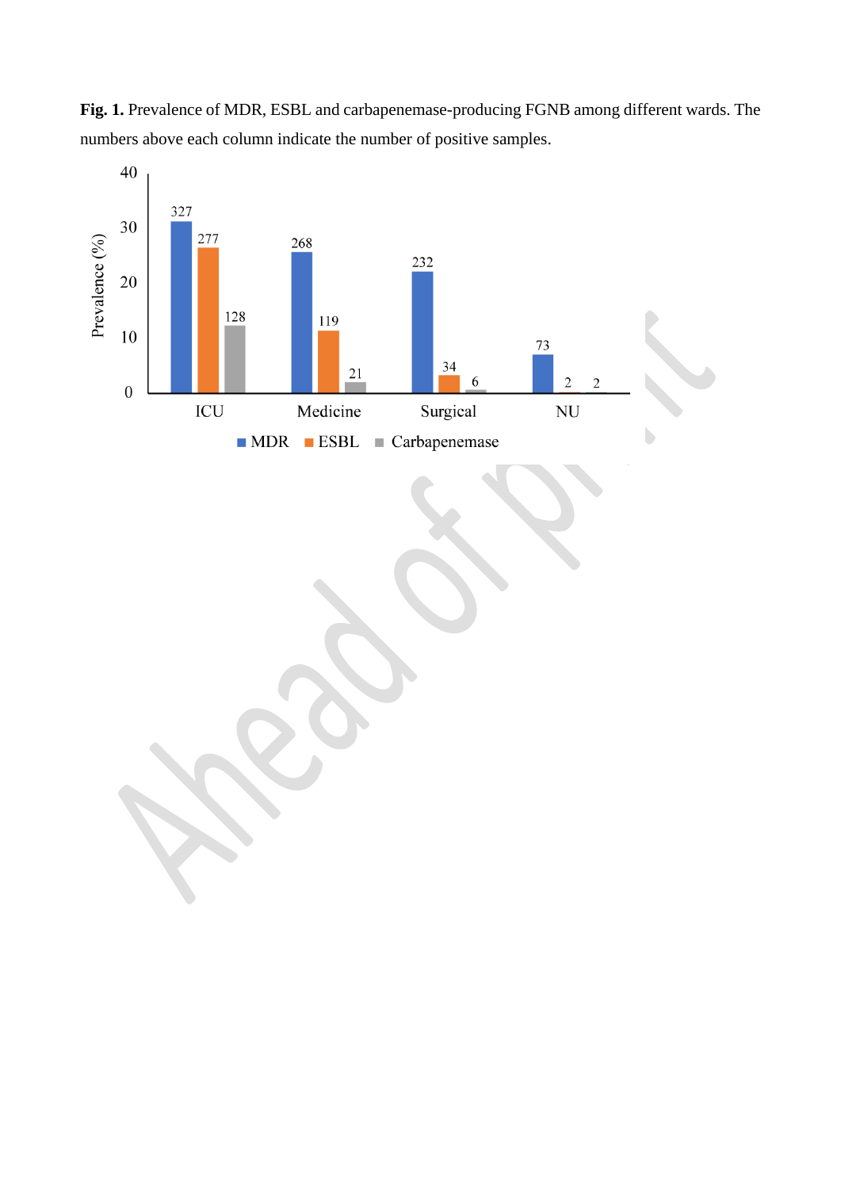**Fig. 1.** Prevalence of MDR, ESBL and carbapenemase-producing FGNB among different wards. The numbers above each column indicate the number of positive samples.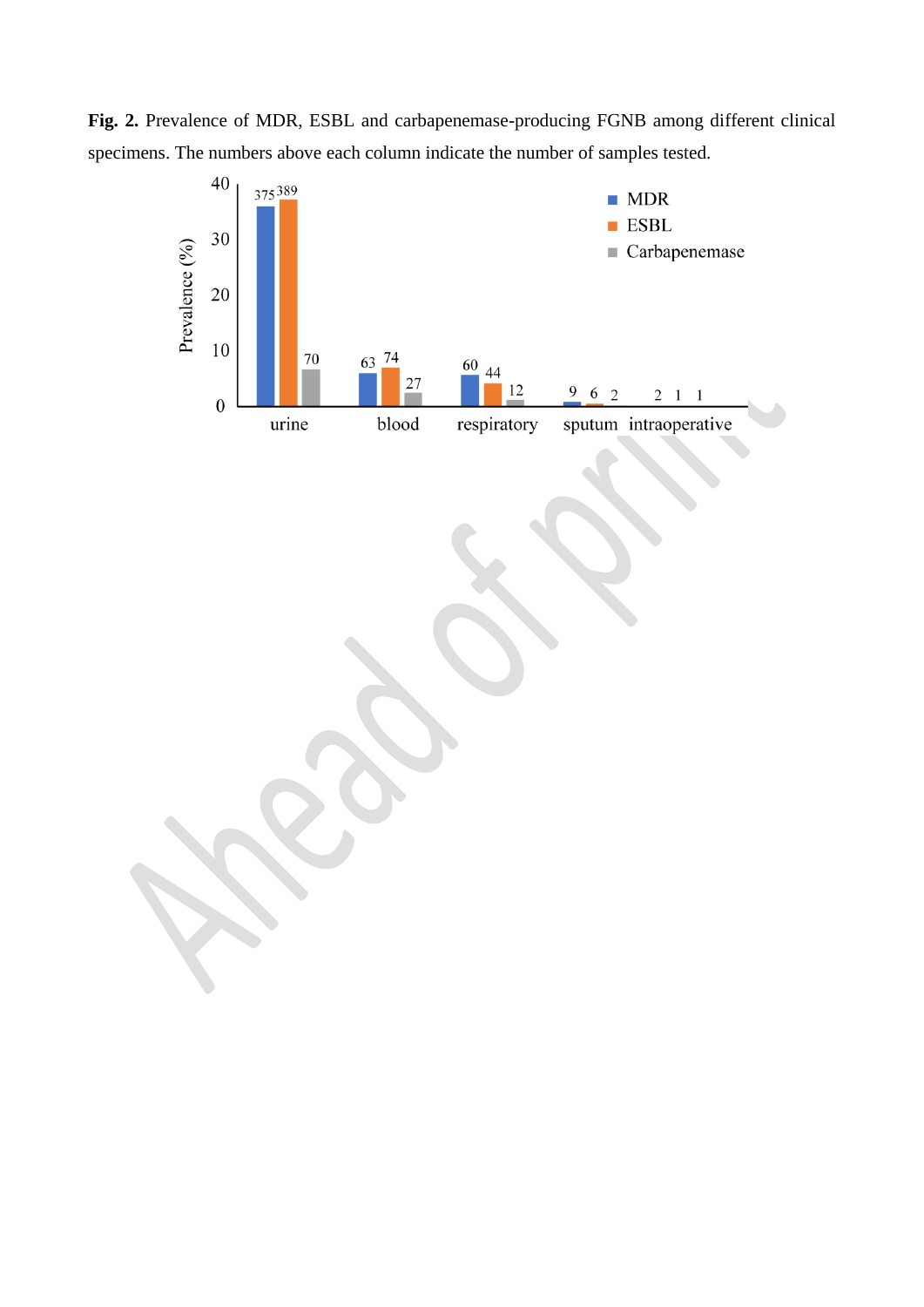**Fig. 2.** Prevalence of MDR, ESBL and carbapenemase-producing FGNB among different clinical specimens. The numbers above each column indicate the number of samples tested.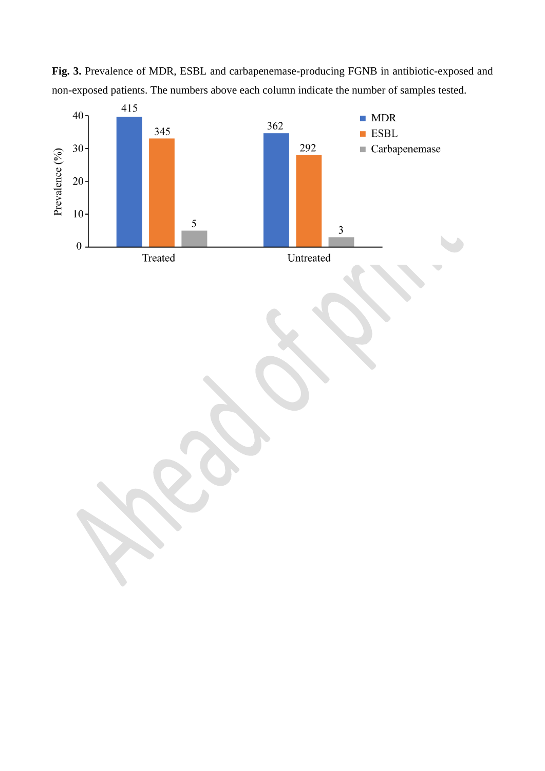**Fig. 3.** Prevalence of MDR, ESBL and carbapenemase-producing FGNB in antibiotic-exposed and non-exposed patients. The numbers above each column indicate the number of samples tested.

Prevalence (%)

40
30
20
10
0

415
345
5
362
292
3

Treated
Untreated

MDR
ESBL
Carbapenemase